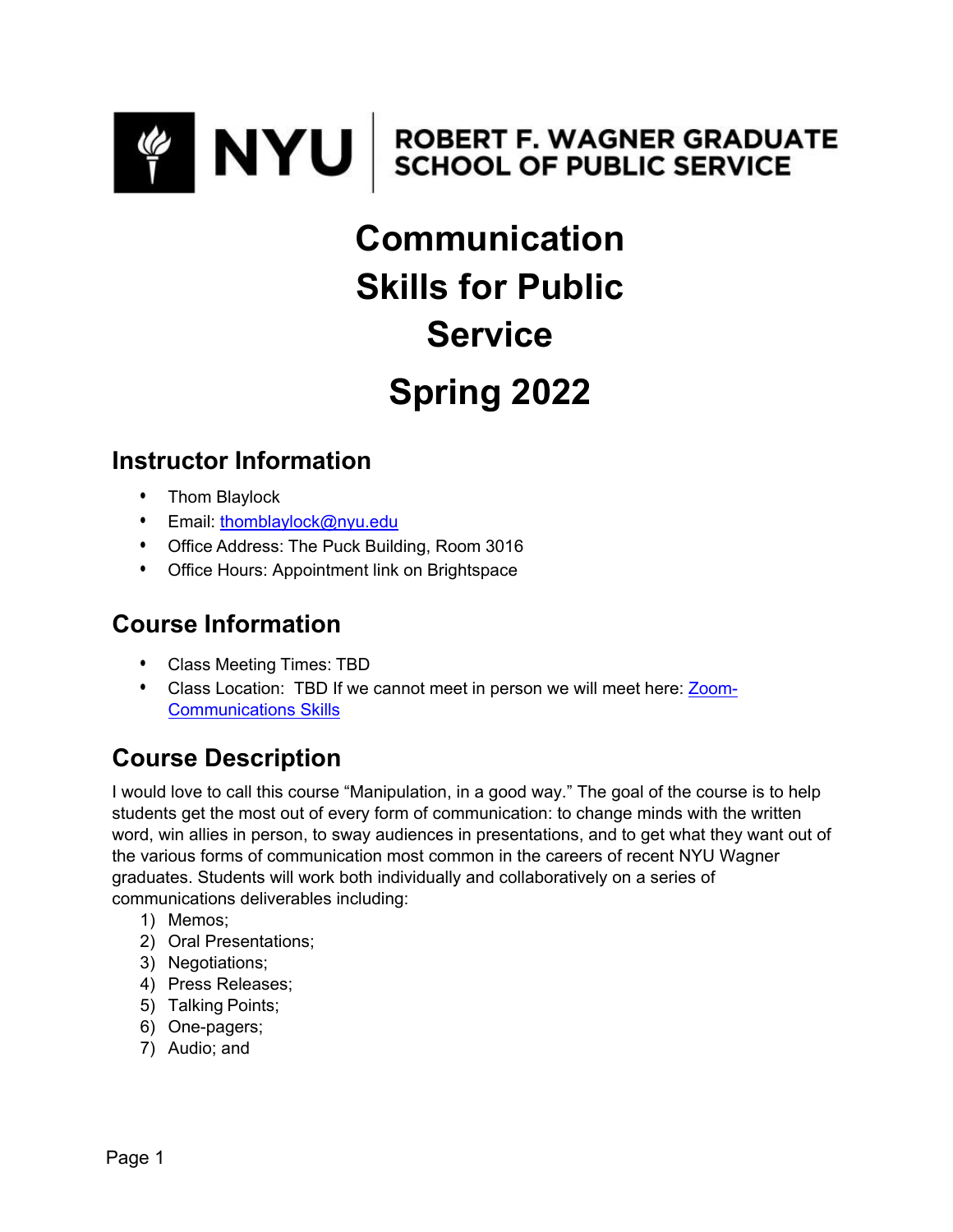ROBERT F. WAGNER GRADUATE SCHOOL OF PUBLIC SERVICE

# Communication Skills for Public Service

# Spring 2022

## Instructor Information

- Thom Blaylock
- Email: thomblaylock@nyu.edu
- Office Address: The Puck Building, Room 3016
- Office Hours: Appointment link on Brightspace

## Course Information

- Class Meeting Times: TBD
- Class Location: TBD If we cannot meet in person we will meet here: Zoom-Communications Skills

## Course Description

I would love to call this course "Manipulation, in a good way." The goal of the course is to help students get the most out of every form of communication: to change minds with the written word, win allies in person, to sway audiences in presentations, and to get what they want out of the various forms of communication most common in the careers of recent NYU Wagner graduates. Students will work both individually and collaboratively on a series of communications deliverables including:

1) Memos;
2) Oral Presentations;
3) Negotiations;
4) Press Releases;
5) Talking Points;
6) One-pagers;
7) Audio; and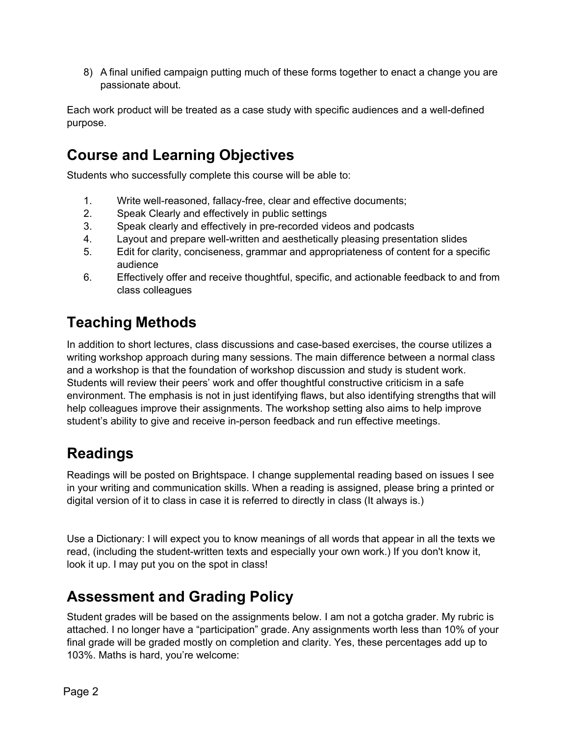8) A final unified campaign putting much of these forms together to enact a change you are passionate about.

Each work product will be treated as a case study with specific audiences and a well-defined purpose.

## Course and Learning Objectives

Students who successfully complete this course will be able to:

1. Write well-reasoned, fallacy-free, clear and effective documents;
2. Speak Clearly and effectively in public settings
3. Speak clearly and effectively in pre-recorded videos and podcasts
4. Layout and prepare well-written and aesthetically pleasing presentation slides
5. Edit for clarity, conciseness, grammar and appropriateness of content for a specific audience
6. Effectively offer and receive thoughtful, specific, and actionable feedback to and from class colleagues

## Teaching Methods

In addition to short lectures, class discussions and case-based exercises, the course utilizes a writing workshop approach during many sessions. The main difference between a normal class and a workshop is that the foundation of workshop discussion and study is student work. Students will review their peers' work and offer thoughtful constructive criticism in a safe environment. The emphasis is not in just identifying flaws, but also identifying strengths that will help colleagues improve their assignments. The workshop setting also aims to help improve student's ability to give and receive in-person feedback and run effective meetings.

## Readings

Readings will be posted on Brightspace. I change supplemental reading based on issues I see in your writing and communication skills. When a reading is assigned, please bring a printed or digital version of it to class in case it is referred to directly in class (It always is.)

Use a Dictionary: I will expect you to know meanings of all words that appear in all the texts we read, (including the student-written texts and especially your own work.) If you don't know it, look it up. I may put you on the spot in class!

## Assessment and Grading Policy

Student grades will be based on the assignments below. I am not a gotcha grader. My rubric is attached. I no longer have a "participation" grade. Any assignments worth less than 10% of your final grade will be graded mostly on completion and clarity. Yes, these percentages add up to 103%. Maths is hard, you're welcome: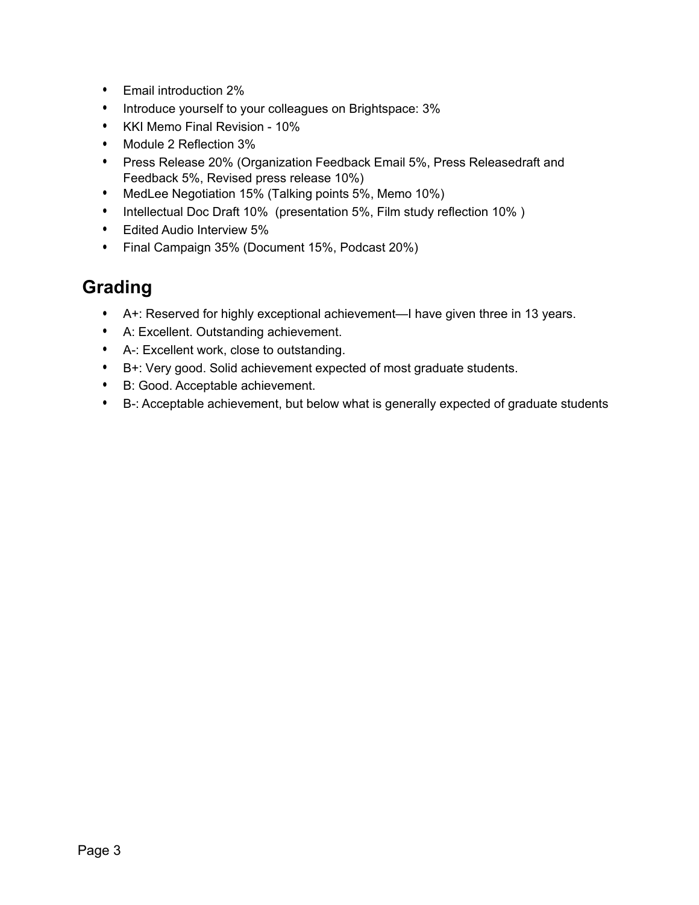- Email introduction 2%
- Introduce yourself to your colleagues on Brightspace: 3%
- KKI Memo Final Revision - 10%
- Module 2 Reflection 3%
- Press Release 20% (Organization Feedback Email 5%, Press Releasedraft and Feedback 5%, Revised press release 10%)
- MedLee Negotiation 15% (Talking points 5%, Memo 10%)
- Intellectual Doc Draft 10% (presentation 5%, Film study reflection 10% )
- Edited Audio Interview 5%
- Final Campaign 35% (Document 15%, Podcast 20%)

## Grading

- A+: Reserved for highly exceptional achievement—I have given three in 13 years.
- A: Excellent. Outstanding achievement.
- A-: Excellent work, close to outstanding.
- B+: Very good. Solid achievement expected of most graduate students.
- B: Good. Acceptable achievement.
- B-: Acceptable achievement, but below what is generally expected of graduate students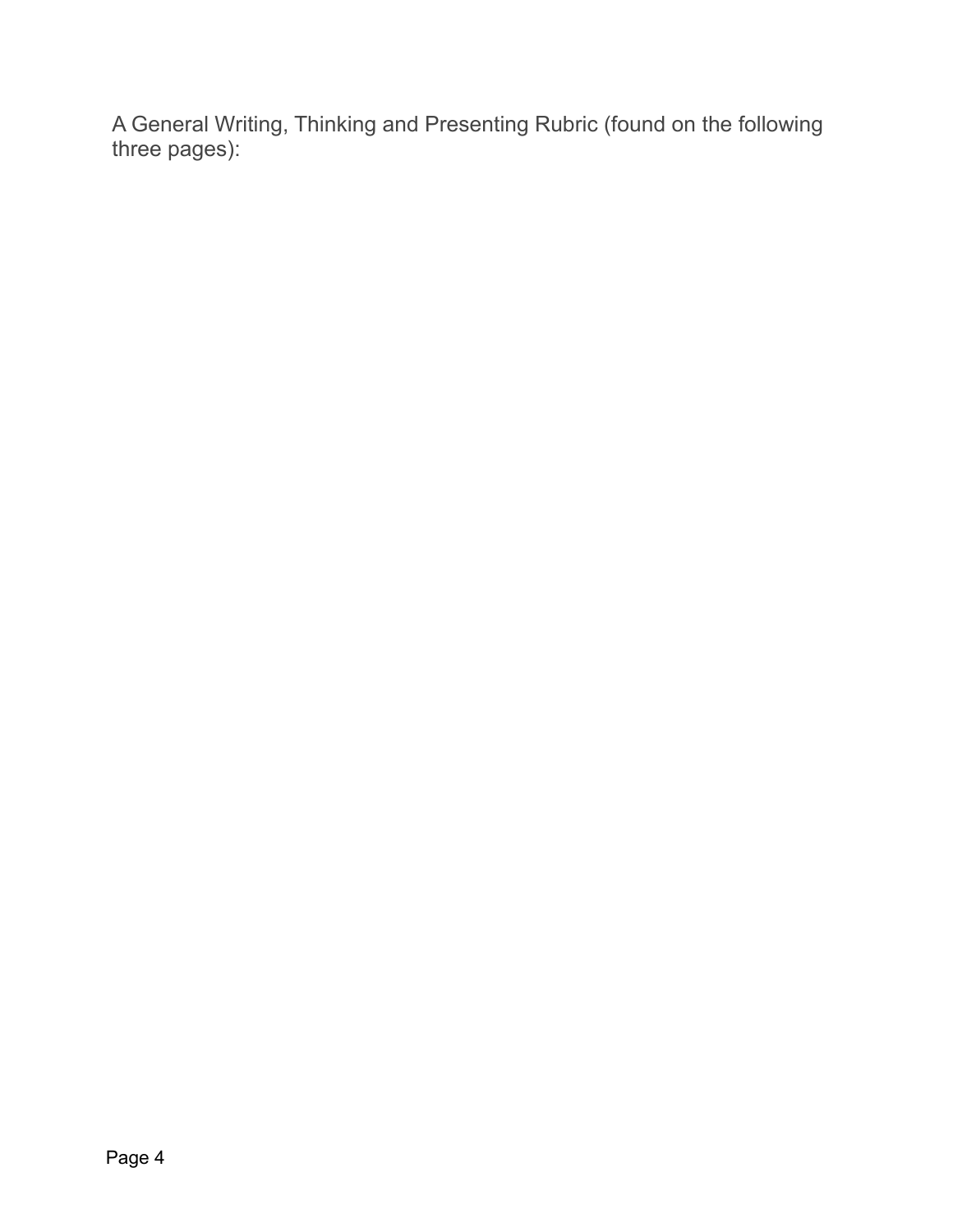A General Writing, Thinking and Presenting Rubric (found on the following three pages):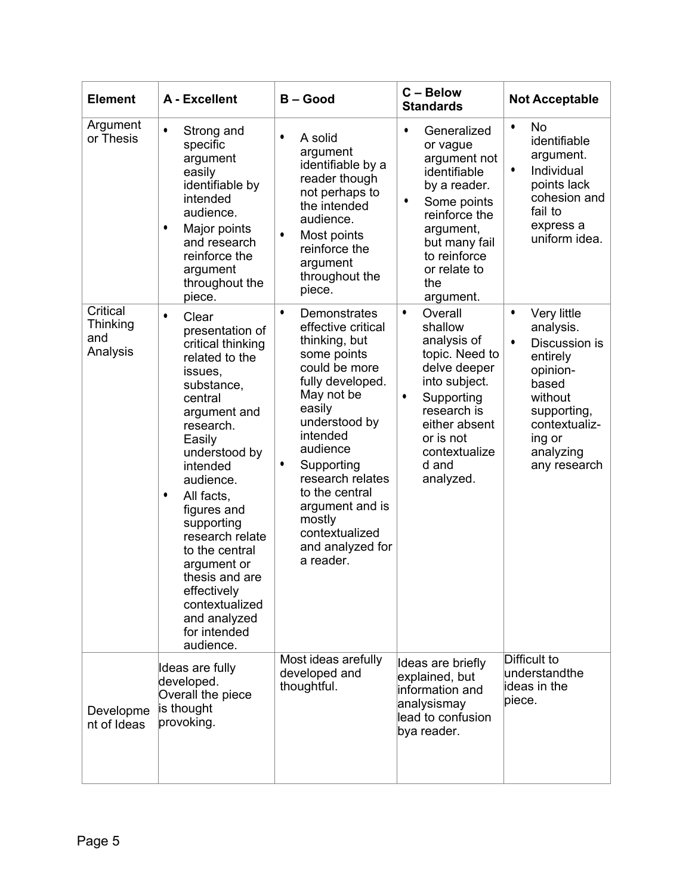| Element | A - Excellent | B – Good | C – Below Standards | Not Acceptable |
|---|---|---|---|---|
| Argument or Thesis | • Strong and specific argument easily identifiable by intended audience.<br>• Major points and research reinforce the argument throughout the piece. | • A solid argument identifiable by a reader though not perhaps to the intended audience.<br>• Most points reinforce the argument throughout the piece. | • Generalized or vague argument not identifiable by a reader.<br>• Some points reinforce the argument, but many fail to reinforce or relate to the argument. | • No identifiable argument.<br>• Individual points lack cohesion and fail to express a uniform idea. |
| Critical Thinking and Analysis | • Clear presentation of critical thinking related to the issues, substance, central argument and research. Easily understood by intended audience.<br>• All facts, figures and supporting research relate to the central argument or thesis and are effectively contextualized and analyzed for intended audience. | • Demonstrates effective critical thinking, but some points could be more fully developed. May not be easily understood by intended audience<br>• Supporting research relates to the central argument and is mostly contextualized and analyzed for a reader. | • Overall shallow analysis of topic. Need to delve deeper into subject.<br>• Supporting research is either absent or is not contextualized and analyzed. | • Very little analysis.<br>• Discussion is entirely opinion-based without supporting, contextualizing or analyzing any research |
| Development of Ideas | Ideas are fully developed. Overall the piece is thought provoking. | Most ideas arefully developed and thoughtful. | Ideas are briefly explained, but information and analysismay lead to confusion bya reader. | Difficult to understandthe ideas in the piece. |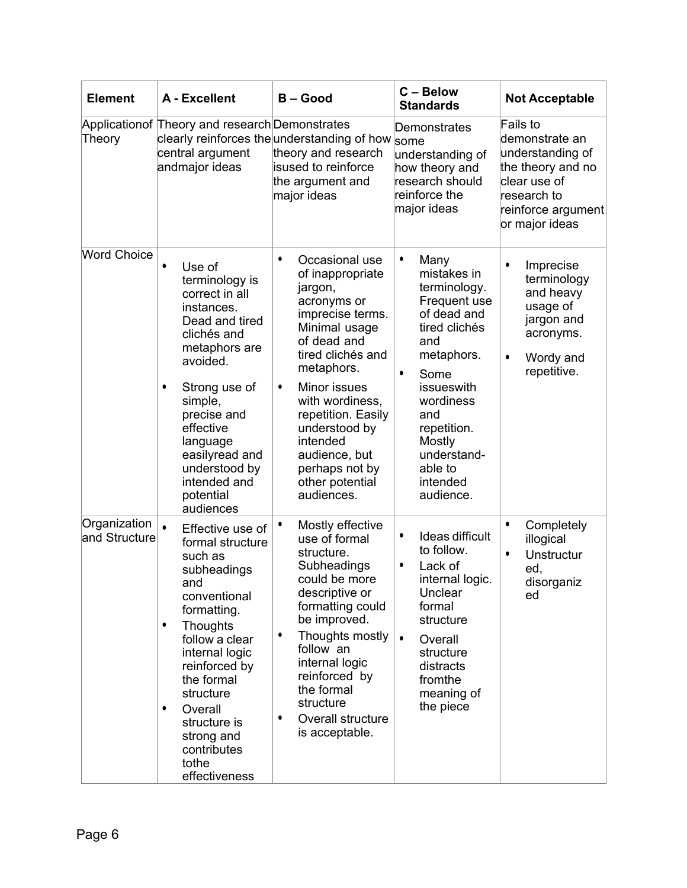| Element | A - Excellent | B – Good | C – Below Standards | Not Acceptable |
| --- | --- | --- | --- | --- |
| Applicationof Theory | Theory and research clearly reinforces the central argument andmajor ideas | Demonstrates understanding of how theory and research isused to reinforce the argument and major ideas | Demonstrates some understanding of how theory and research should reinforce the major ideas | Fails to demonstrate an understanding of the theory and no clear use of research to reinforce argument or major ideas |
| Word Choice | • Use of terminology is correct in all instances. Dead and tired clichés and metaphors are avoided.<br>• Strong use of simple, precise and effective language easilyread and understood by intended and potential audiences | • Occasional use of inappropriate jargon, acronyms or imprecise terms. Minimal usage of dead and tired clichés and metaphors.<br>• Minor issues with wordiness, repetition. Easily understood by intended audience, but perhaps not by other potential audiences. | • Many mistakes in terminology. Frequent use of dead and tired clichés and metaphors.<br>• Some issueswith wordiness and repetition. Mostly understand-able to intended audience. | • Imprecise terminology and heavy usage of jargon and acronyms.<br>• Wordy and repetitive. |
| Organization and Structure | • Effective use of formal structure such as subheadings and conventional formatting.<br>• Thoughts follow a clear internal logic reinforced by the formal structure<br>• Overall structure is strong and contributes tothe effectiveness | • Mostly effective use of formal structure. Subheadings could be more descriptive or formatting could be improved.<br>• Thoughts mostly follow an internal logic reinforced by the formal structure<br>• Overall structure is acceptable. | • Ideas difficult to follow.<br>• Lack of internal logic. Unclear formal structure<br>• Overall structure distracts fromthe meaning of the piece | • Completely illogical<br>• Unstructured, disorganized |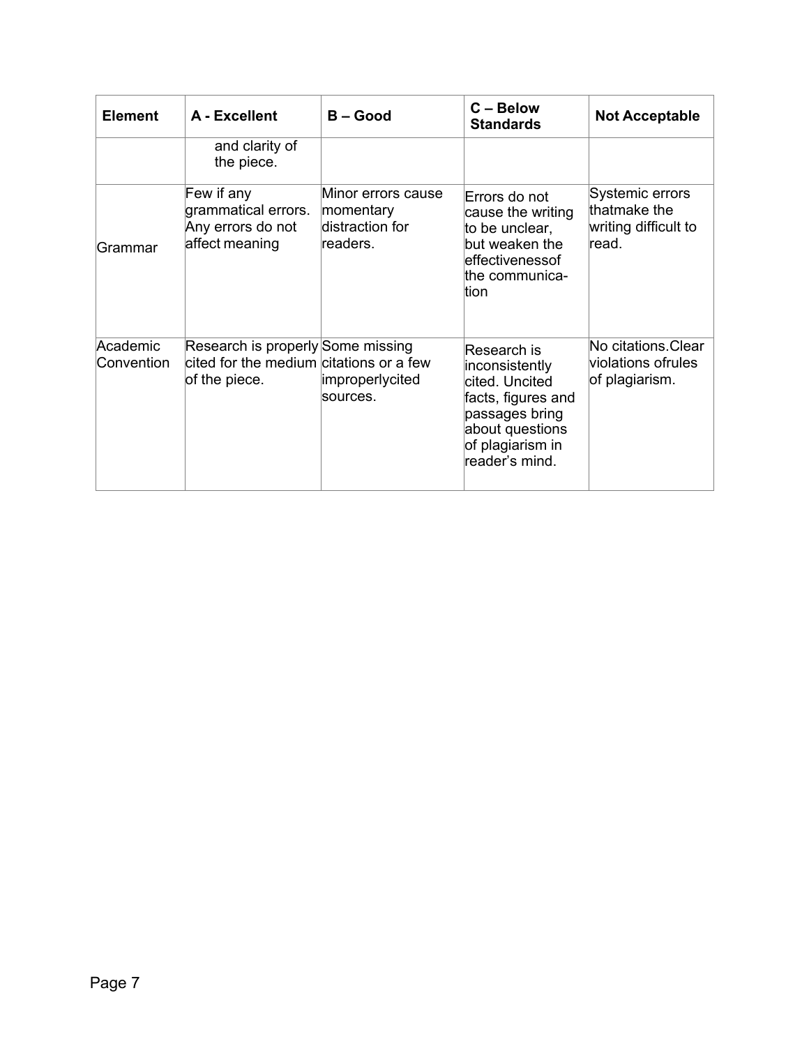| Element | A - Excellent | B – Good | C – Below Standards | Not Acceptable |
|---|---|---|---|---|
| | and clarity of the piece. | | | |
| Grammar | Few if any grammatical errors. Any errors do not affect meaning | Minor errors cause momentary distraction for readers. | Errors do not cause the writing to be unclear, but weaken the effectivenessof the communica-tion | Systemic errors thatmake the writing difficult to read. |
| Academic Convention | Research is properly cited for the medium of the piece. | Some missing citations or a few improperlycited sources. | Research is inconsistently cited. Uncited facts, figures and passages bring about questions of plagiarism in reader's mind. | No citations.Clear violations ofrules of plagiarism. |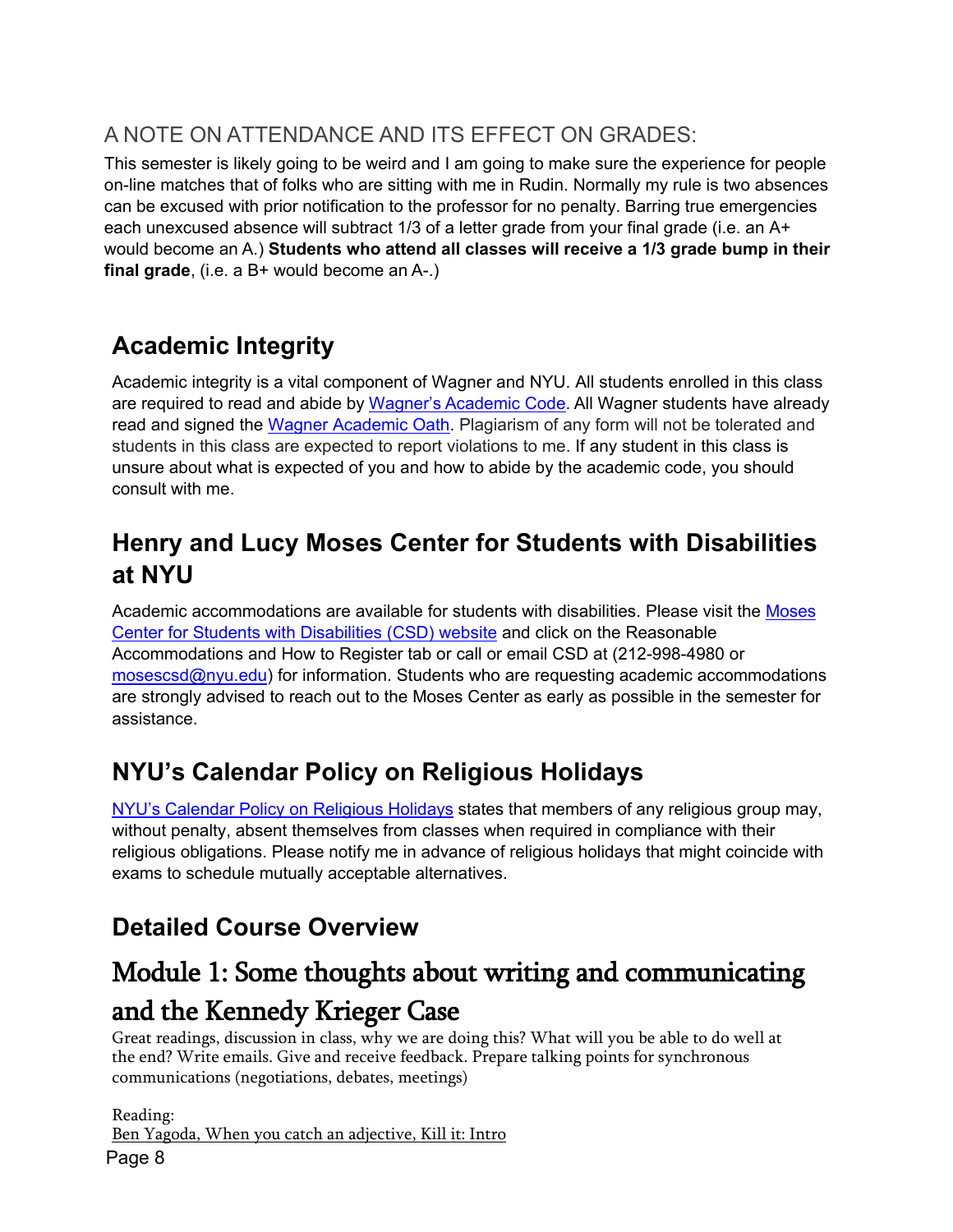## A NOTE ON ATTENDANCE AND ITS EFFECT ON GRADES:

This semester is likely going to be weird and I am going to make sure the experience for people on-line matches that of folks who are sitting with me in Rudin. Normally my rule is two absences can be excused with prior notification to the professor for no penalty. Barring true emergencies each unexcused absence will subtract 1/3 of a letter grade from your final grade (i.e. an A+ would become an A.) **Students who attend all classes will receive a 1/3 grade bump in their final grade**, (i.e. a B+ would become an A-.)

## Academic Integrity

Academic integrity is a vital component of Wagner and NYU. All students enrolled in this class are required to read and abide by [Wagner's Academic Code](). All Wagner students have already read and signed the [Wagner Academic Oath](). Plagiarism of any form will not be tolerated and students in this class are expected to report violations to me. If any student in this class is unsure about what is expected of you and how to abide by the academic code, you should consult with me.

## Henry and Lucy Moses Center for Students with Disabilities at NYU

Academic accommodations are available for students with disabilities. Please visit the [Moses Center for Students with Disabilities (CSD) website]() and click on the Reasonable Accommodations and How to Register tab or call or email CSD at (212-998-4980 or [mosescsd@nyu.edu]()) for information. Students who are requesting academic accommodations are strongly advised to reach out to the Moses Center as early as possible in the semester for assistance.

## NYU's Calendar Policy on Religious Holidays

[NYU's Calendar Policy on Religious Holidays]() states that members of any religious group may, without penalty, absent themselves from classes when required in compliance with their religious obligations. Please notify me in advance of religious holidays that might coincide with exams to schedule mutually acceptable alternatives.

## Detailed Course Overview

# Module 1: Some thoughts about writing and communicating and the Kennedy Krieger Case

Great readings, discussion in class, why we are doing this? What will you be able to do well at the end? Write emails. Give and receive feedback. Prepare talking points for synchronous communications (negotiations, debates, meetings)

Reading:
[Ben Yagoda, When you catch an adjective, Kill it: Intro]()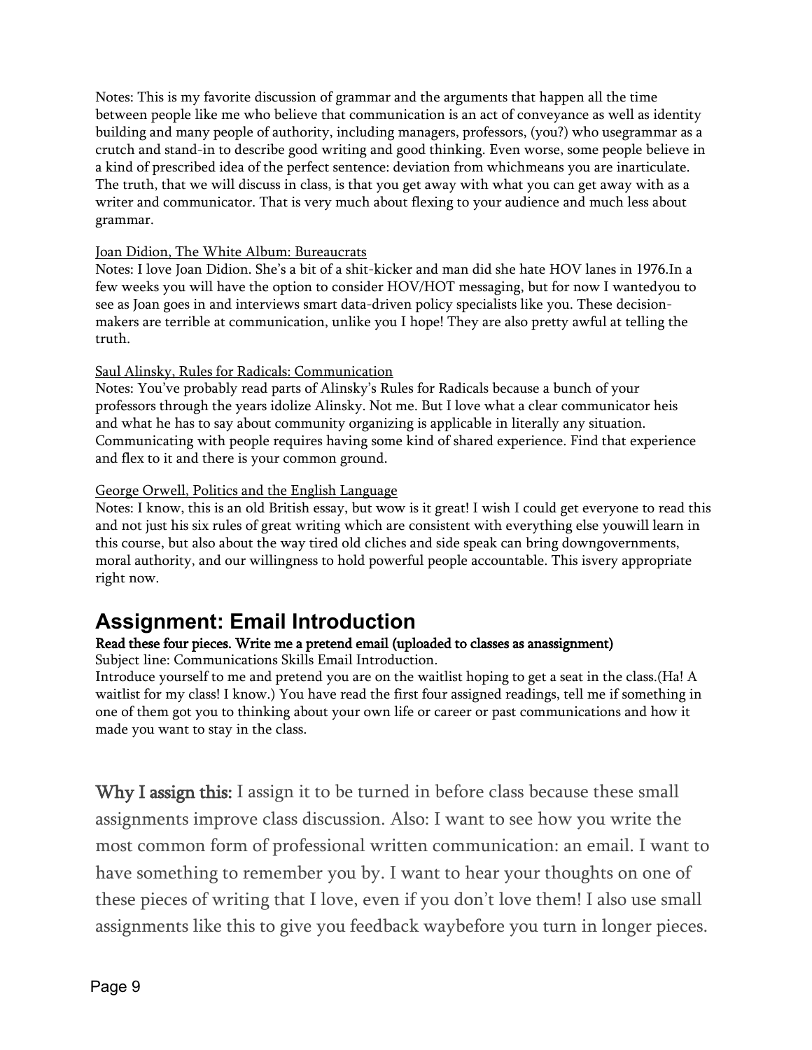Notes: This is my favorite discussion of grammar and the arguments that happen all the time between people like me who believe that communication is an act of conveyance as well as identity building and many people of authority, including managers, professors, (you?) who usegrammar as a crutch and stand-in to describe good writing and good thinking. Even worse, some people believe in a kind of prescribed idea of the perfect sentence: deviation from whichmeans you are inarticulate. The truth, that we will discuss in class, is that you get away with what you can get away with as a writer and communicator. That is very much about flexing to your audience and much less about grammar.

Joan Didion, The White Album: Bureaucrats

Notes: I love Joan Didion. She's a bit of a shit-kicker and man did she hate HOV lanes in 1976.In a few weeks you will have the option to consider HOV/HOT messaging, but for now I wantedyou to see as Joan goes in and interviews smart data-driven policy specialists like you. These decision-makers are terrible at communication, unlike you I hope! They are also pretty awful at telling the truth.

Saul Alinsky, Rules for Radicals: Communication

Notes: You've probably read parts of Alinsky's Rules for Radicals because a bunch of your professors through the years idolize Alinsky. Not me. But I love what a clear communicator heis and what he has to say about community organizing is applicable in literally any situation. Communicating with people requires having some kind of shared experience. Find that experience and flex to it and there is your common ground.

George Orwell, Politics and the English Language

Notes: I know, this is an old British essay, but wow is it great! I wish I could get everyone to read this and not just his six rules of great writing which are consistent with everything else youwill learn in this course, but also about the way tired old cliches and side speak can bring downgovernments, moral authority, and our willingness to hold powerful people accountable. This isvery appropriate right now.

## Assignment: Email Introduction

**Read these four pieces. Write me a pretend email (uploaded to classes as anassignment)**

Subject line: Communications Skills Email Introduction.

Introduce yourself to me and pretend you are on the waitlist hoping to get a seat in the class.(Ha! A waitlist for my class! I know.) You have read the first four assigned readings, tell me if something in one of them got you to thinking about your own life or career or past communications and how it made you want to stay in the class.

**Why I assign this:** I assign it to be turned in before class because these small assignments improve class discussion. Also: I want to see how you write the most common form of professional written communication: an email. I want to have something to remember you by. I want to hear your thoughts on one of these pieces of writing that I love, even if you don't love them! I also use small assignments like this to give you feedback waybefore you turn in longer pieces.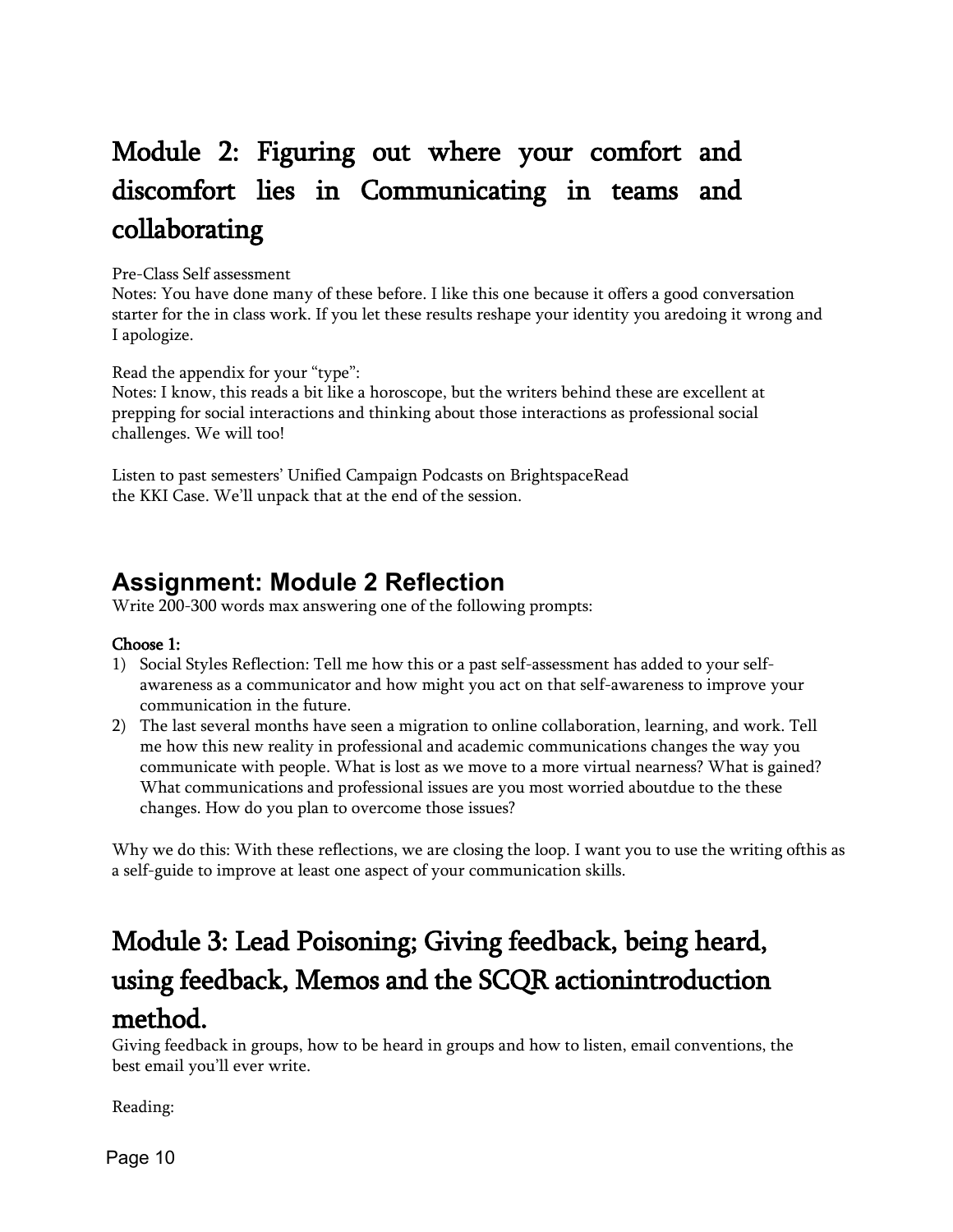# Module 2: Figuring out where your comfort and discomfort lies in Communicating in teams and collaborating

Pre-Class Self assessment
Notes: You have done many of these before. I like this one because it offers a good conversation starter for the in class work. If you let these results reshape your identity you aredoing it wrong and I apologize.

Read the appendix for your "type":
Notes: I know, this reads a bit like a horoscope, but the writers behind these are excellent at prepping for social interactions and thinking about those interactions as professional social challenges. We will too!

Listen to past semesters' Unified Campaign Podcasts on BrightspaceRead the KKI Case. We'll unpack that at the end of the session.

## Assignment: Module 2 Reflection

Write 200-300 words max answering one of the following prompts:

**Choose 1:**

1) Social Styles Reflection: Tell me how this or a past self-assessment has added to your self-awareness as a communicator and how might you act on that self-awareness to improve your communication in the future.
2) The last several months have seen a migration to online collaboration, learning, and work. Tell me how this new reality in professional and academic communications changes the way you communicate with people. What is lost as we move to a more virtual nearness? What is gained? What communications and professional issues are you most worried aboutdue to the these changes. How do you plan to overcome those issues?

Why we do this: With these reflections, we are closing the loop. I want you to use the writing ofthis as a self-guide to improve at least one aspect of your communication skills.

# Module 3: Lead Poisoning; Giving feedback, being heard, using feedback, Memos and the SCQR actionintroduction method.

Giving feedback in groups, how to be heard in groups and how to listen, email conventions, the best email you'll ever write.

Reading: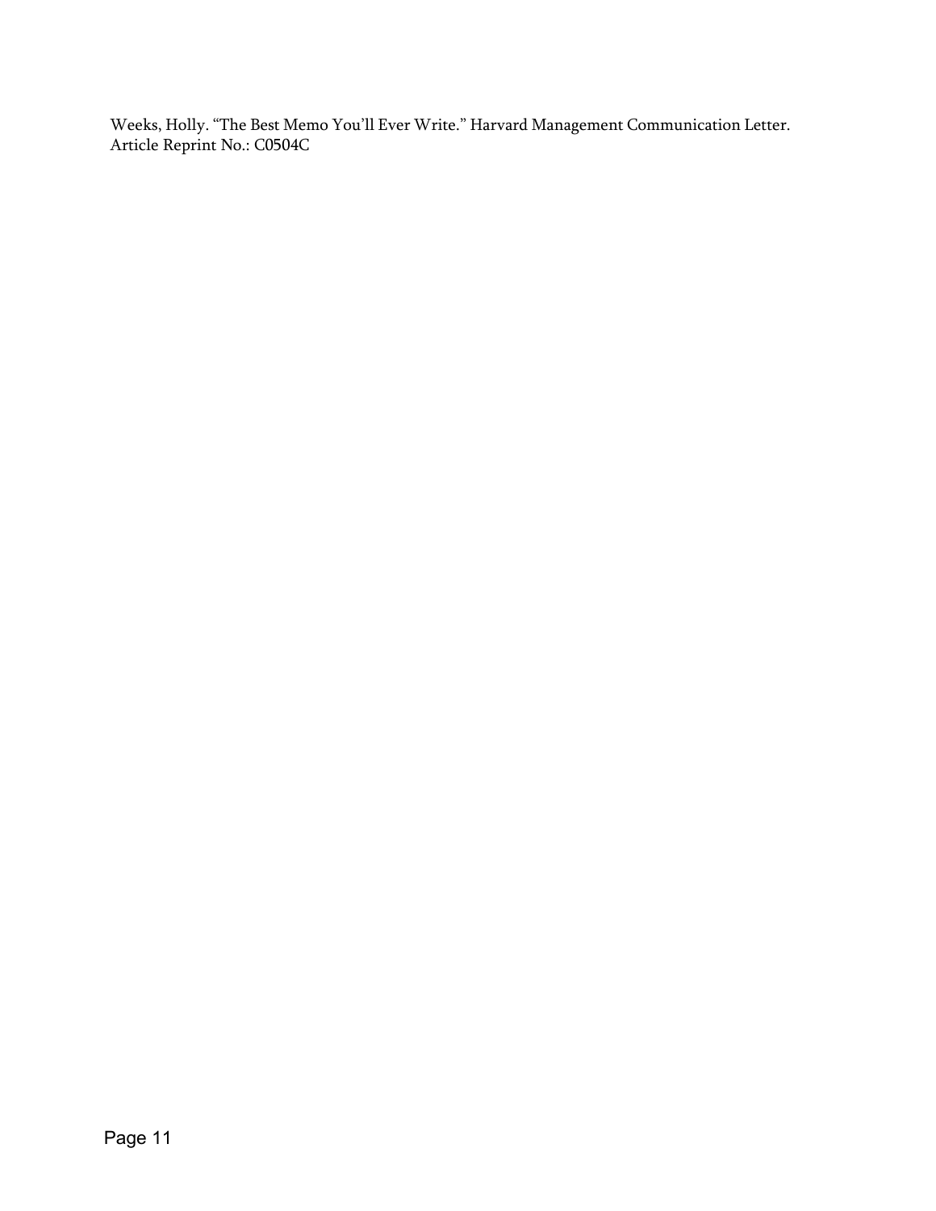Weeks, Holly. “The Best Memo You’ll Ever Write.” Harvard Management Communication Letter. Article Reprint No.: C0504C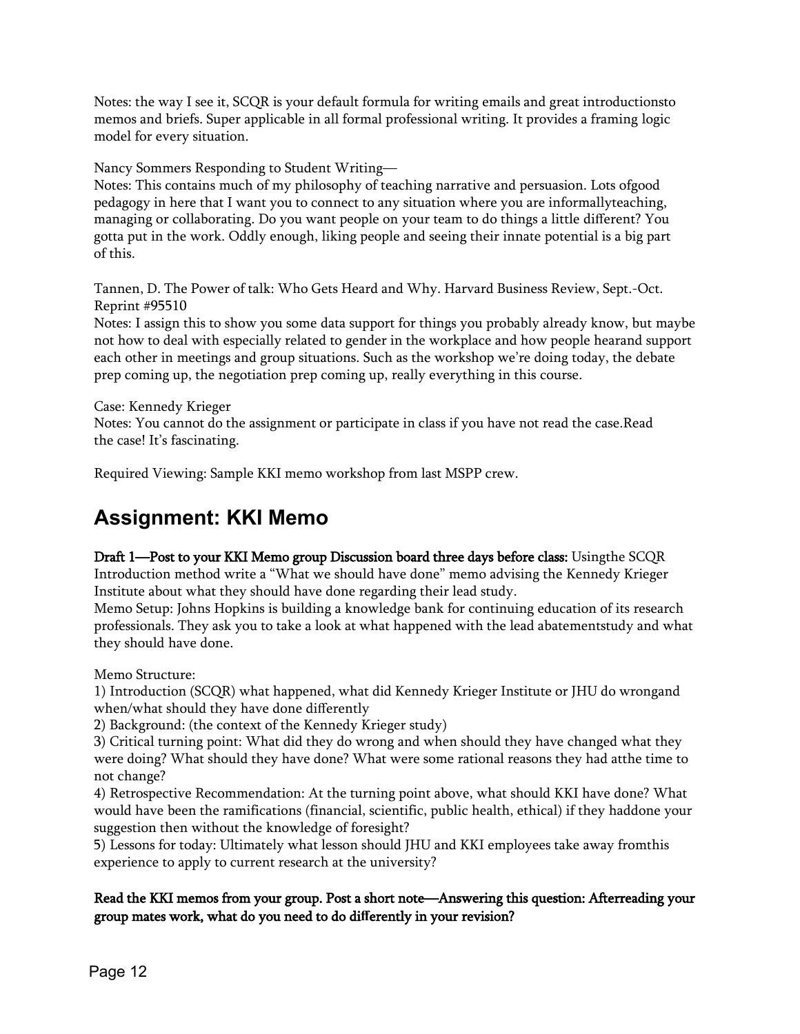Notes: the way I see it, SCQR is your default formula for writing emails and great introductionsto memos and briefs. Super applicable in all formal professional writing. It provides a framing logic model for every situation.

Nancy Sommers Responding to Student Writing—
Notes: This contains much of my philosophy of teaching narrative and persuasion. Lots ofgood pedagogy in here that I want you to connect to any situation where you are informallyteaching, managing or collaborating. Do you want people on your team to do things a little different? You gotta put in the work. Oddly enough, liking people and seeing their innate potential is a big part of this.

Tannen, D. The Power of talk: Who Gets Heard and Why. Harvard Business Review, Sept.-Oct. Reprint #95510
Notes: I assign this to show you some data support for things you probably already know, but maybe not how to deal with especially related to gender in the workplace and how people hearand support each other in meetings and group situations. Such as the workshop we're doing today, the debate prep coming up, the negotiation prep coming up, really everything in this course.

Case: Kennedy Krieger
Notes: You cannot do the assignment or participate in class if you have not read the case.Read the case! It's fascinating.

Required Viewing: Sample KKI memo workshop from last MSPP crew.

## Assignment: KKI Memo

**Draft 1—Post to your KKI Memo group Discussion board three days before class:** Usingthe SCQR Introduction method write a "What we should have done" memo advising the Kennedy Krieger Institute about what they should have done regarding their lead study.
Memo Setup: Johns Hopkins is building a knowledge bank for continuing education of its research professionals. They ask you to take a look at what happened with the lead abatementstudy and what they should have done.

Memo Structure:

1) Introduction (SCQR) what happened, what did Kennedy Krieger Institute or JHU do wrongand when/what should they have done differently
2) Background: (the context of the Kennedy Krieger study)
3) Critical turning point: What did they do wrong and when should they have changed what they were doing? What should they have done? What were some rational reasons they had atthe time to not change?
4) Retrospective Recommendation: At the turning point above, what should KKI have done? What would have been the ramifications (financial, scientific, public health, ethical) if they haddone your suggestion then without the knowledge of foresight?
5) Lessons for today: Ultimately what lesson should JHU and KKI employees take away fromthis experience to apply to current research at the university?

**Read the KKI memos from your group. Post a short note—Answering this question: Afterreading your group mates work, what do you need to do differently in your revision?**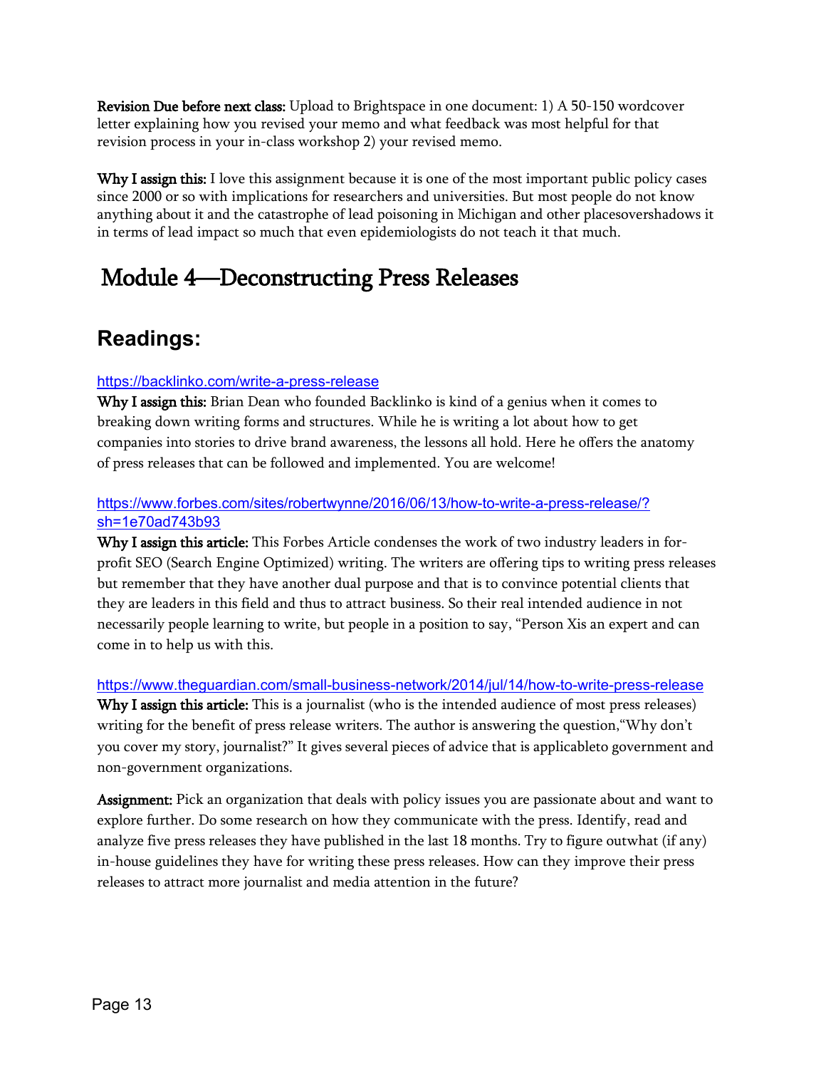**Revision Due before next class:** Upload to Brightspace in one document: 1) A 50-150 wordcover letter explaining how you revised your memo and what feedback was most helpful for that revision process in your in-class workshop 2) your revised memo.

**Why I assign this:** I love this assignment because it is one of the most important public policy cases since 2000 or so with implications for researchers and universities. But most people do not know anything about it and the catastrophe of lead poisoning in Michigan and other placesovershadows it in terms of lead impact so much that even epidemiologists do not teach it that much.

# Module 4—Deconstructing Press Releases

## Readings:

https://backlinko.com/write-a-press-release

**Why I assign this:** Brian Dean who founded Backlinko is kind of a genius when it comes to breaking down writing forms and structures. While he is writing a lot about how to get companies into stories to drive brand awareness, the lessons all hold. Here he offers the anatomy of press releases that can be followed and implemented. You are welcome!

https://www.forbes.com/sites/robertwynne/2016/06/13/how-to-write-a-press-release/?sh=1e70ad743b93

**Why I assign this article:** This Forbes Article condenses the work of two industry leaders in for-profit SEO (Search Engine Optimized) writing. The writers are offering tips to writing press releases but remember that they have another dual purpose and that is to convince potential clients that they are leaders in this field and thus to attract business. So their real intended audience in not necessarily people learning to write, but people in a position to say, "Person Xis an expert and can come in to help us with this.

https://www.theguardian.com/small-business-network/2014/jul/14/how-to-write-press-release

**Why I assign this article:** This is a journalist (who is the intended audience of most press releases) writing for the benefit of press release writers. The author is answering the question,"Why don't you cover my story, journalist?" It gives several pieces of advice that is applicableto government and non-government organizations.

**Assignment:** Pick an organization that deals with policy issues you are passionate about and want to explore further. Do some research on how they communicate with the press. Identify, read and analyze five press releases they have published in the last 18 months. Try to figure outwhat (if any) in-house guidelines they have for writing these press releases. How can they improve their press releases to attract more journalist and media attention in the future?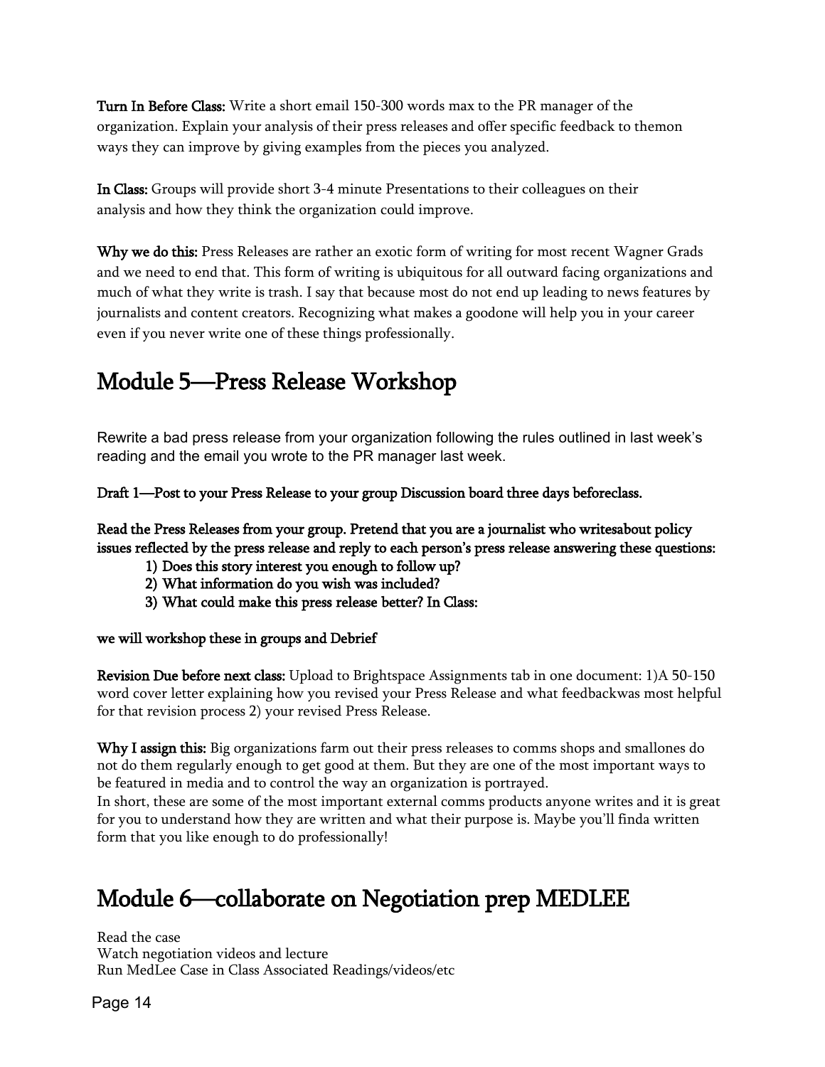**Turn In Before Class:** Write a short email 150-300 words max to the PR manager of the organization. Explain your analysis of their press releases and offer specific feedback to themon ways they can improve by giving examples from the pieces you analyzed.

**In Class:** Groups will provide short 3-4 minute Presentations to their colleagues on their analysis and how they think the organization could improve.

**Why we do this:** Press Releases are rather an exotic form of writing for most recent Wagner Grads and we need to end that. This form of writing is ubiquitous for all outward facing organizations and much of what they write is trash. I say that because most do not end up leading to news features by journalists and content creators. Recognizing what makes a goodone will help you in your career even if you never write one of these things professionally.

# Module 5—Press Release Workshop

Rewrite a bad press release from your organization following the rules outlined in last week's reading and the email you wrote to the PR manager last week.

**Draft 1—Post to your Press Release to your group Discussion board three days beforeclass.**

**Read the Press Releases from your group. Pretend that you are a journalist who writesabout policy issues reflected by the press release and reply to each person's press release answering these questions:**

1) **Does this story interest you enough to follow up?**
2) **What information do you wish was included?**
3) **What could make this press release better? In Class:**

**we will workshop these in groups and Debrief**

**Revision Due before next class:** Upload to Brightspace Assignments tab in one document: 1)A 50-150 word cover letter explaining how you revised your Press Release and what feedbackwas most helpful for that revision process 2) your revised Press Release.

**Why I assign this:** Big organizations farm out their press releases to comms shops and smallones do not do them regularly enough to get good at them. But they are one of the most important ways to be featured in media and to control the way an organization is portrayed.
In short, these are some of the most important external comms products anyone writes and it is great for you to understand how they are written and what their purpose is. Maybe you'll finda written form that you like enough to do professionally!

# Module 6—collaborate on Negotiation prep MEDLEE

Read the case
Watch negotiation videos and lecture
Run MedLee Case in Class Associated Readings/videos/etc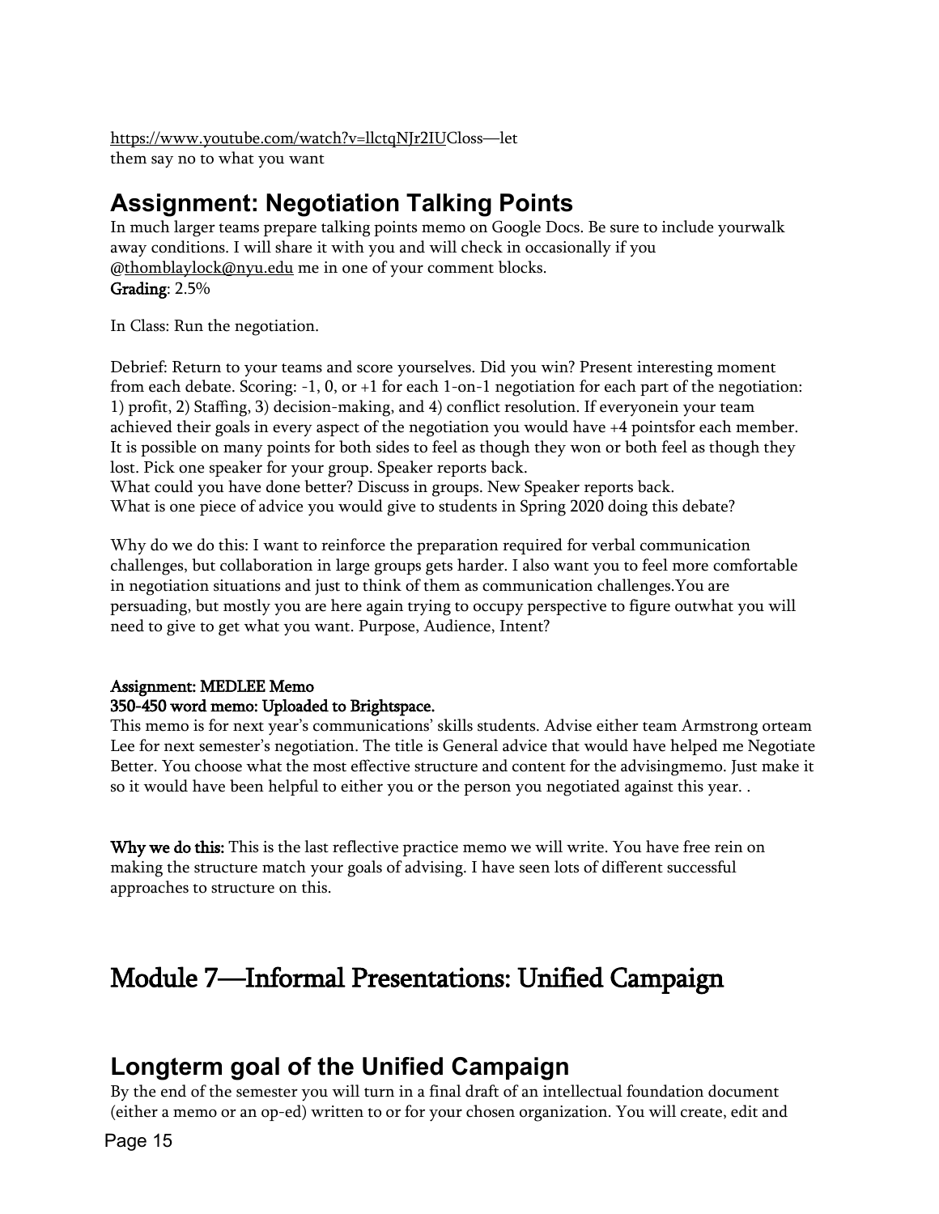https://www.youtube.com/watch?v=llctqNJr2IUCloss—let them say no to what you want

## Assignment: Negotiation Talking Points

In much larger teams prepare talking points memo on Google Docs. Be sure to include yourwalk away conditions. I will share it with you and will check in occasionally if you @thomblaylock@nyu.edu me in one of your comment blocks.
**Grading**: 2.5%

In Class: Run the negotiation.

Debrief: Return to your teams and score yourselves. Did you win? Present interesting moment from each debate. Scoring: -1, 0, or +1 for each 1-on-1 negotiation for each part of the negotiation: 1) profit, 2) Staffing, 3) decision-making, and 4) conflict resolution. If everyonein your team achieved their goals in every aspect of the negotiation you would have +4 pointsfor each member. It is possible on many points for both sides to feel as though they won or both feel as though they lost. Pick one speaker for your group. Speaker reports back.
What could you have done better? Discuss in groups. New Speaker reports back.
What is one piece of advice you would give to students in Spring 2020 doing this debate?

Why do we do this: I want to reinforce the preparation required for verbal communication challenges, but collaboration in large groups gets harder. I also want you to feel more comfortable in negotiation situations and just to think of them as communication challenges.You are persuading, but mostly you are here again trying to occupy perspective to figure outwhat you will need to give to get what you want. Purpose, Audience, Intent?

**Assignment: MEDLEE Memo**
**350-450 word memo: Uploaded to Brightspace.**
This memo is for next year's communications' skills students. Advise either team Armstrong orteam Lee for next semester's negotiation. The title is General advice that would have helped me Negotiate Better. You choose what the most effective structure and content for the advisingmemo. Just make it so it would have been helpful to either you or the person you negotiated against this year. .

**Why we do this:** This is the last reflective practice memo we will write. You have free rein on making the structure match your goals of advising. I have seen lots of different successful approaches to structure on this.

# Module 7—Informal Presentations: Unified Campaign

## Longterm goal of the Unified Campaign

By the end of the semester you will turn in a final draft of an intellectual foundation document (either a memo or an op-ed) written to or for your chosen organization. You will create, edit and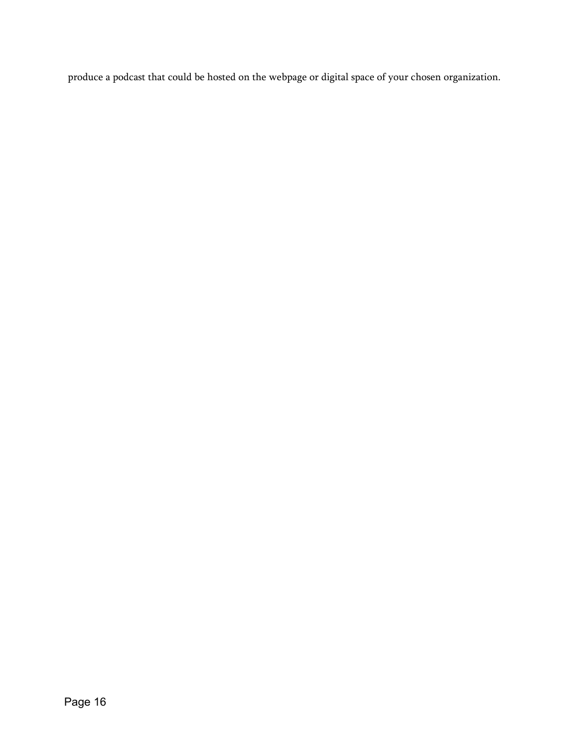produce a podcast that could be hosted on the webpage or digital space of your chosen organization.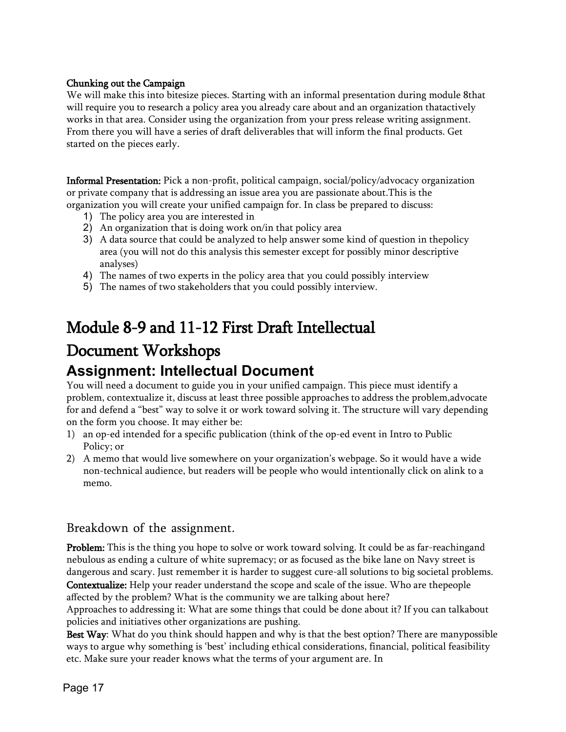**Chunking out the Campaign**

We will make this into bitesize pieces. Starting with an informal presentation during module 8that will require you to research a policy area you already care about and an organization thatactively works in that area. Consider using the organization from your press release writing assignment. From there you will have a series of draft deliverables that will inform the final products. Get started on the pieces early.

**Informal Presentation:** Pick a non-profit, political campaign, social/policy/advocacy organization or private company that is addressing an issue area you are passionate about.This is the organization you will create your unified campaign for. In class be prepared to discuss:

1) The policy area you are interested in
2) An organization that is doing work on/in that policy area
3) A data source that could be analyzed to help answer some kind of question in thepolicy area (you will not do this analysis this semester except for possibly minor descriptive analyses)
4) The names of two experts in the policy area that you could possibly interview
5) The names of two stakeholders that you could possibly interview.

# Module 8-9 and 11-12 First Draft Intellectual Document Workshops

## Assignment: Intellectual Document

You will need a document to guide you in your unified campaign. This piece must identify a problem, contextualize it, discuss at least three possible approaches to address the problem,advocate for and defend a "best" way to solve it or work toward solving it. The structure will vary depending on the form you choose. It may either be:

1) an op-ed intended for a specific publication (think of the op-ed event in Intro to Public Policy; or
2) A memo that would live somewhere on your organization's webpage. So it would have a wide non-technical audience, but readers will be people who would intentionally click on alink to a memo.

### Breakdown of the assignment.

**Problem:** This is the thing you hope to solve or work toward solving. It could be as far-reachingand nebulous as ending a culture of white supremacy; or as focused as the bike lane on Navy street is dangerous and scary. Just remember it is harder to suggest cure-all solutions to big societal problems.

**Contextualize:** Help your reader understand the scope and scale of the issue. Who are thepeople affected by the problem? What is the community we are talking about here?

Approaches to addressing it: What are some things that could be done about it? If you can talkabout policies and initiatives other organizations are pushing.

**Best Way**: What do you think should happen and why is that the best option? There are manypossible ways to argue why something is 'best' including ethical considerations, financial, political feasibility etc. Make sure your reader knows what the terms of your argument are. In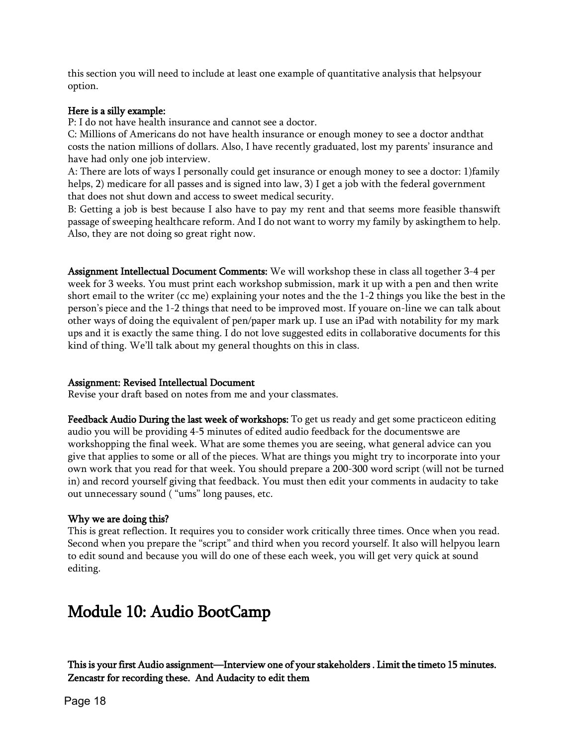this section you will need to include at least one example of quantitative analysis that helpsyour option.

**Here is a silly example:**

P: I do not have health insurance and cannot see a doctor.

C: Millions of Americans do not have health insurance or enough money to see a doctor andthat costs the nation millions of dollars. Also, I have recently graduated, lost my parents' insurance and have had only one job interview.

A: There are lots of ways I personally could get insurance or enough money to see a doctor: 1)family helps, 2) medicare for all passes and is signed into law, 3) I get a job with the federal government that does not shut down and access to sweet medical security.

B: Getting a job is best because I also have to pay my rent and that seems more feasible thanswift passage of sweeping healthcare reform. And I do not want to worry my family by askingthem to help. Also, they are not doing so great right now.

**Assignment Intellectual Document Comments:** We will workshop these in class all together 3-4 per week for 3 weeks. You must print each workshop submission, mark it up with a pen and then write short email to the writer (cc me) explaining your notes and the the 1-2 things you like the best in the person's piece and the 1-2 things that need to be improved most. If youare on-line we can talk about other ways of doing the equivalent of pen/paper mark up. I use an iPad with notability for my mark ups and it is exactly the same thing. I do not love suggested edits in collaborative documents for this kind of thing. We'll talk about my general thoughts on this in class.

**Assignment: Revised Intellectual Document**

Revise your draft based on notes from me and your classmates.

**Feedback Audio During the last week of workshops:** To get us ready and get some practiceon editing audio you will be providing 4-5 minutes of edited audio feedback for the documentswe are workshopping the final week. What are some themes you are seeing, what general advice can you give that applies to some or all of the pieces. What are things you might try to incorporate into your own work that you read for that week. You should prepare a 200-300 word script (will not be turned in) and record yourself giving that feedback. You must then edit your comments in audacity to take out unnecessary sound ( "ums" long pauses, etc.

**Why we are doing this?**

This is great reflection. It requires you to consider work critically three times. Once when you read. Second when you prepare the "script" and third when you record yourself. It also will helpyou learn to edit sound and because you will do one of these each week, you will get very quick at sound editing.

# Module 10: Audio BootCamp

**This is your first Audio assignment—Interview one of your stakeholders . Limit the timeto 15 minutes. Zencastr for recording these. And Audacity to edit them**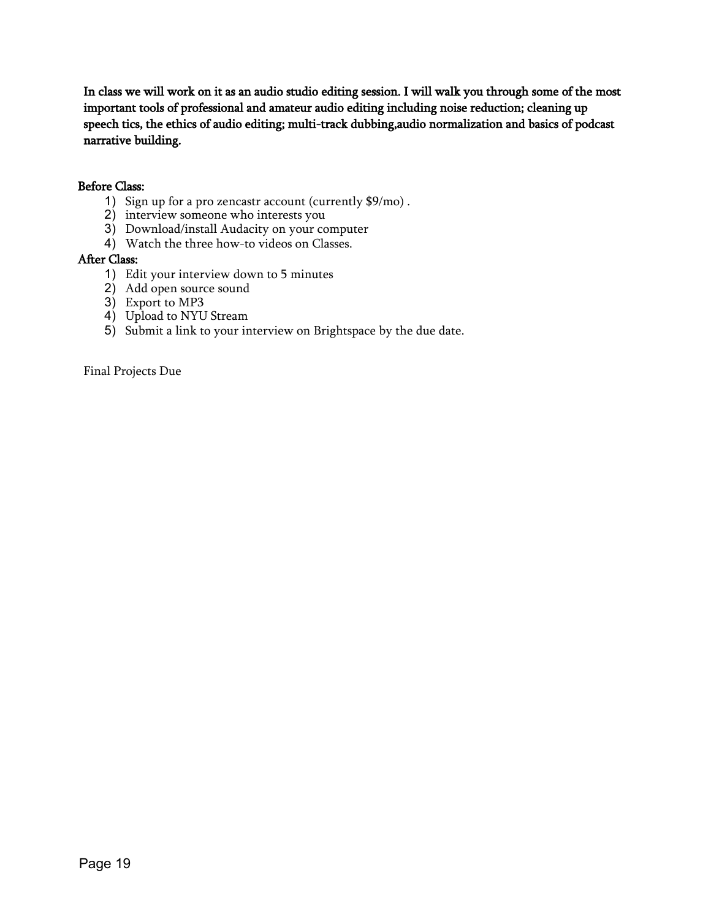**In class we will work on it as an audio studio editing session. I will walk you through some of the most important tools of professional and amateur audio editing including noise reduction; cleaning up speech tics, the ethics of audio editing; multi-track dubbing,audio normalization and basics of podcast narrative building.**

**Before Class:**

1) Sign up for a pro zencastr account (currently $9/mo) .
2) interview someone who interests you
3) Download/install Audacity on your computer
4) Watch the three how-to videos on Classes.

**After Class:**

1) Edit your interview down to 5 minutes
2) Add open source sound
3) Export to MP3
4) Upload to NYU Stream
5) Submit a link to your interview on Brightspace by the due date.

Final Projects Due